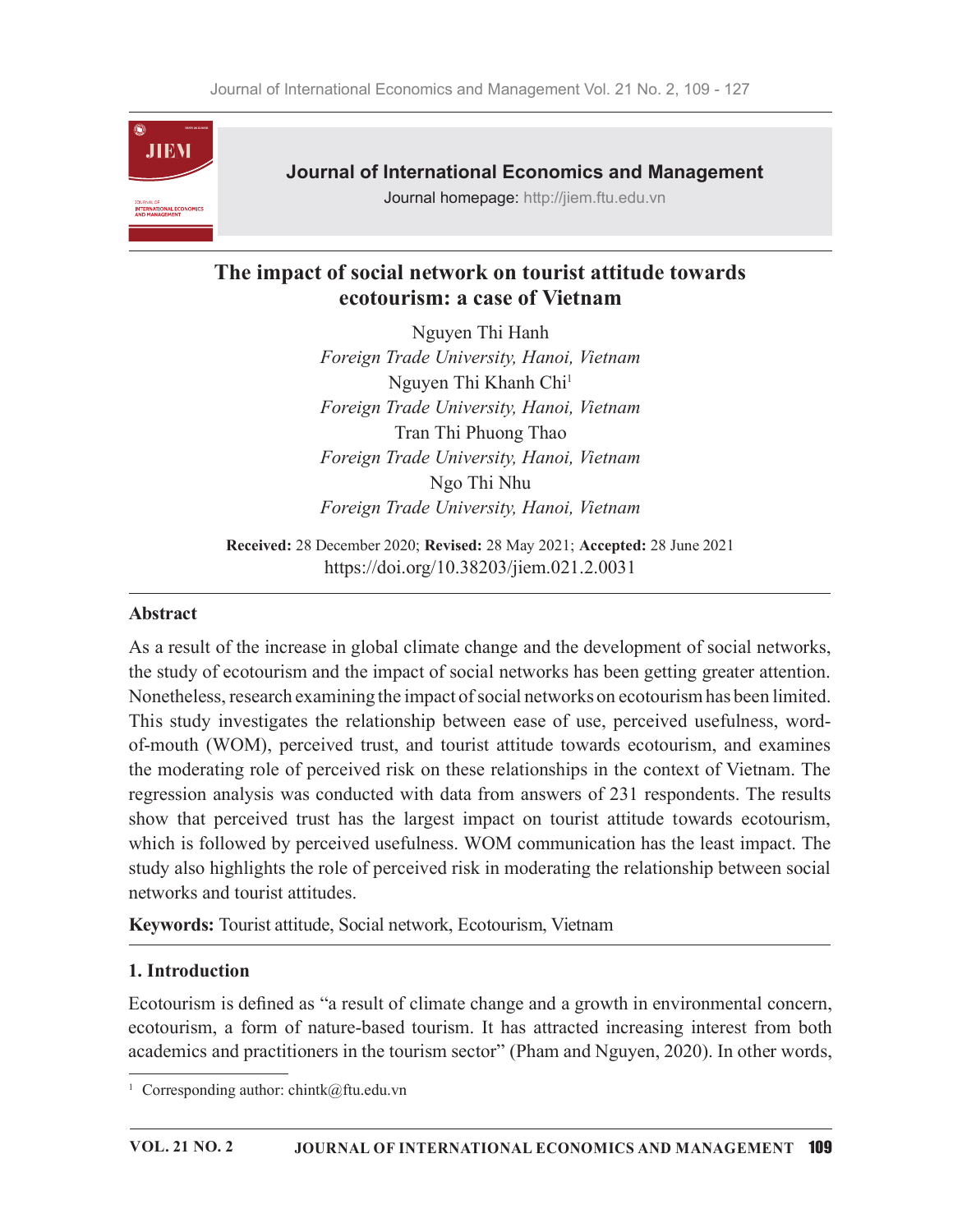# The impact of social network on tourist attitude towards ecotourism: a case of Vietnam

Nguyen Thi Hanh

*Foreign Trade University, Hanoi, Vietnam*

Nguyen Thi Khanh Chi[1]

*Foreign Trade University, Hanoi, Vietnam*

Tran Thi Phuong Thao

*Foreign Trade University, Hanoi, Vietnam*

Ngo Thi Nhu

*Foreign Trade University, Hanoi, Vietnam*

**Received:** 28 December 2020; **Revised:** 28 May 2021; **Accepted:** 28 June 2021

https://doi.org/10.38203/jiem.021.2.0031

## Abstract

As a result of the increase in global climate change and the development of social networks, the study of ecotourism and the impact of social networks has been getting greater attention. Nonetheless, research examining the impact of social networks on ecotourism has been limited. This study investigates the relationship between ease of use, perceived usefulness, word-of-mouth (WOM), perceived trust, and tourist attitude towards ecotourism, and examines the moderating role of perceived risk on these relationships in the context of Vietnam. The regression analysis was conducted with data from answers of 231 respondents. The results show that perceived trust has the largest impact on tourist attitude towards ecotourism, which is followed by perceived usefulness. WOM communication has the least impact. The study also highlights the role of perceived risk in moderating the relationship between social networks and tourist attitudes.

**Keywords:** Tourist attitude, Social network, Ecotourism, Vietnam

## 1. Introduction

Ecotourism is defined as "a result of climate change and a growth in environmental concern, ecotourism, a form of nature-based tourism. It has attracted increasing interest from both academics and practitioners in the tourism sector" (Pham and Nguyen, 2020). In other words,

[1] Corresponding author: chintk@ftu.edu.vn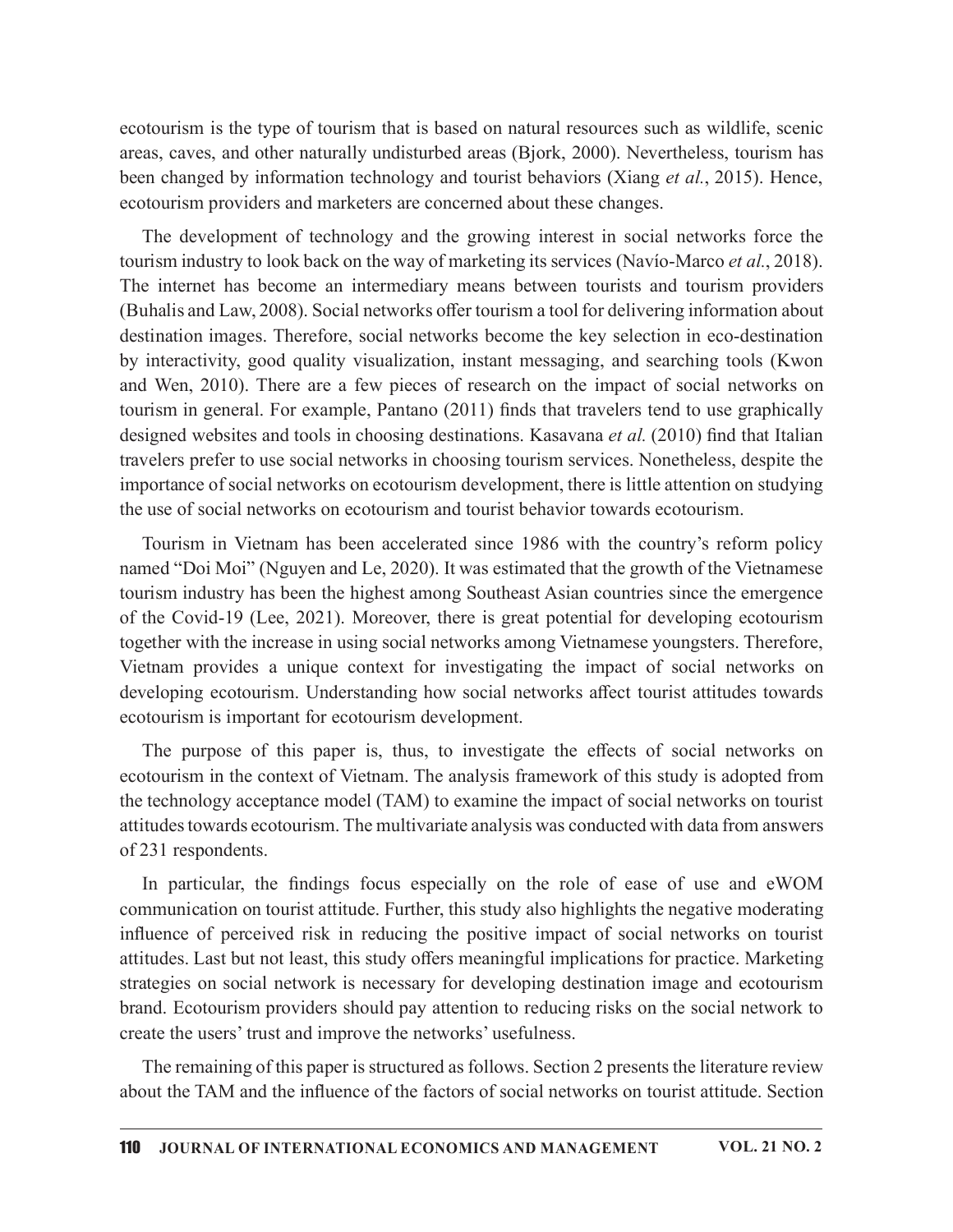ecotourism is the type of tourism that is based on natural resources such as wildlife, scenic areas, caves, and other naturally undisturbed areas (Bjork, 2000). Nevertheless, tourism has been changed by information technology and tourist behaviors (Xiang *et al.*, 2015). Hence, ecotourism providers and marketers are concerned about these changes.

The development of technology and the growing interest in social networks force the tourism industry to look back on the way of marketing its services (Navío-Marco *et al.*, 2018). The internet has become an intermediary means between tourists and tourism providers (Buhalis and Law, 2008). Social networks offer tourism a tool for delivering information about destination images. Therefore, social networks become the key selection in eco-destination by interactivity, good quality visualization, instant messaging, and searching tools (Kwon and Wen, 2010). There are a few pieces of research on the impact of social networks on tourism in general. For example, Pantano (2011) finds that travelers tend to use graphically designed websites and tools in choosing destinations. Kasavana *et al.* (2010) find that Italian travelers prefer to use social networks in choosing tourism services. Nonetheless, despite the importance of social networks on ecotourism development, there is little attention on studying the use of social networks on ecotourism and tourist behavior towards ecotourism.

Tourism in Vietnam has been accelerated since 1986 with the country's reform policy named "Doi Moi" (Nguyen and Le, 2020). It was estimated that the growth of the Vietnamese tourism industry has been the highest among Southeast Asian countries since the emergence of the Covid-19 (Lee, 2021). Moreover, there is great potential for developing ecotourism together with the increase in using social networks among Vietnamese youngsters. Therefore, Vietnam provides a unique context for investigating the impact of social networks on developing ecotourism. Understanding how social networks affect tourist attitudes towards ecotourism is important for ecotourism development.

The purpose of this paper is, thus, to investigate the effects of social networks on ecotourism in the context of Vietnam. The analysis framework of this study is adopted from the technology acceptance model (TAM) to examine the impact of social networks on tourist attitudes towards ecotourism. The multivariate analysis was conducted with data from answers of 231 respondents.

In particular, the findings focus especially on the role of ease of use and eWOM communication on tourist attitude. Further, this study also highlights the negative moderating influence of perceived risk in reducing the positive impact of social networks on tourist attitudes. Last but not least, this study offers meaningful implications for practice. Marketing strategies on social network is necessary for developing destination image and ecotourism brand. Ecotourism providers should pay attention to reducing risks on the social network to create the users' trust and improve the networks' usefulness.

The remaining of this paper is structured as follows. Section 2 presents the literature review about the TAM and the influence of the factors of social networks on tourist attitude. Section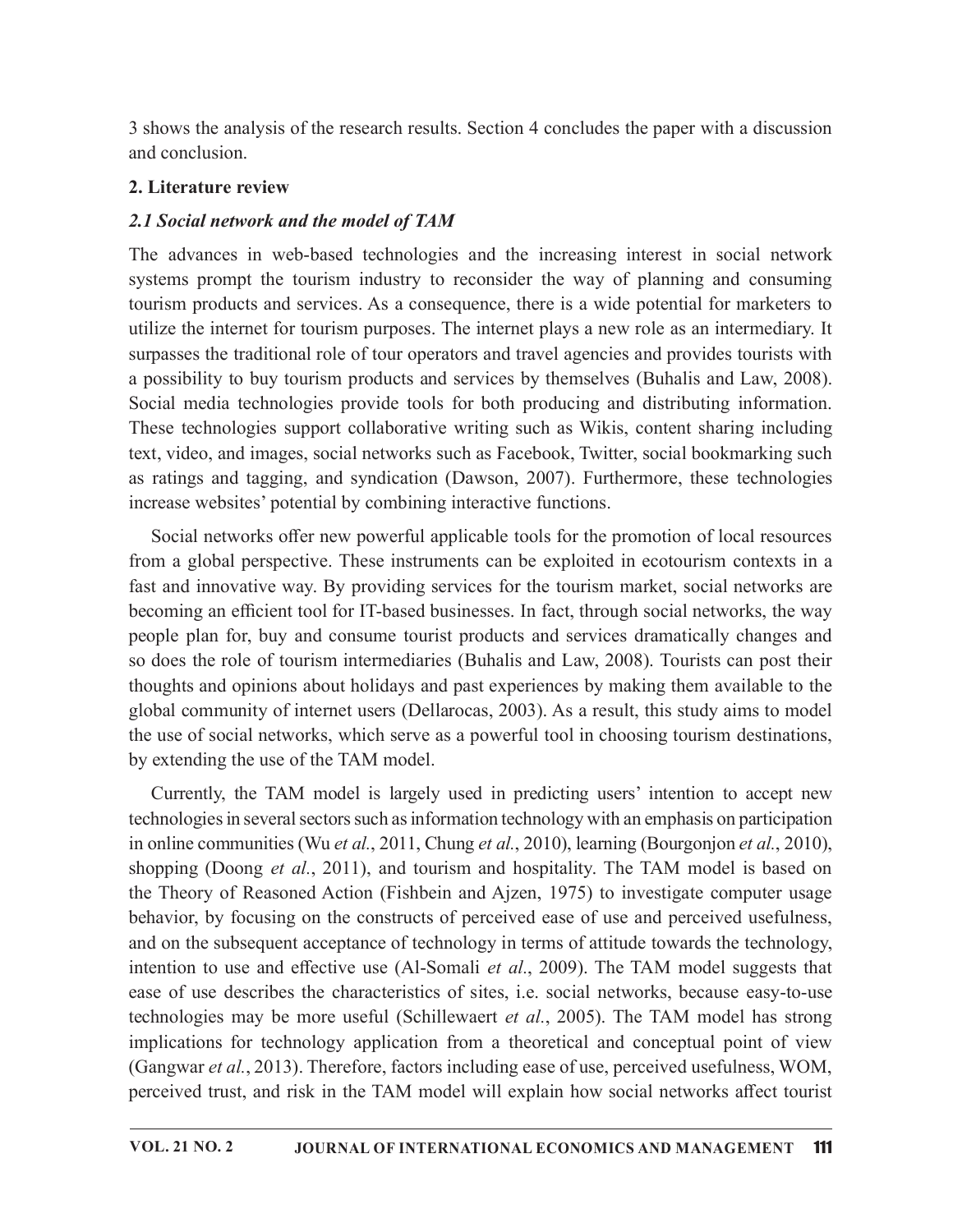3 shows the analysis of the research results. Section 4 concludes the paper with a discussion and conclusion.

## 2. Literature review

### *2.1 Social network and the model of TAM*

The advances in web-based technologies and the increasing interest in social network systems prompt the tourism industry to reconsider the way of planning and consuming tourism products and services. As a consequence, there is a wide potential for marketers to utilize the internet for tourism purposes. The internet plays a new role as an intermediary. It surpasses the traditional role of tour operators and travel agencies and provides tourists with a possibility to buy tourism products and services by themselves (Buhalis and Law, 2008). Social media technologies provide tools for both producing and distributing information. These technologies support collaborative writing such as Wikis, content sharing including text, video, and images, social networks such as Facebook, Twitter, social bookmarking such as ratings and tagging, and syndication (Dawson, 2007). Furthermore, these technologies increase websites' potential by combining interactive functions.

Social networks offer new powerful applicable tools for the promotion of local resources from a global perspective. These instruments can be exploited in ecotourism contexts in a fast and innovative way. By providing services for the tourism market, social networks are becoming an efficient tool for IT-based businesses. In fact, through social networks, the way people plan for, buy and consume tourist products and services dramatically changes and so does the role of tourism intermediaries (Buhalis and Law, 2008). Tourists can post their thoughts and opinions about holidays and past experiences by making them available to the global community of internet users (Dellarocas, 2003). As a result, this study aims to model the use of social networks, which serve as a powerful tool in choosing tourism destinations, by extending the use of the TAM model.

Currently, the TAM model is largely used in predicting users' intention to accept new technologies in several sectors such as information technology with an emphasis on participation in online communities (Wu *et al.*, 2011, Chung *et al.*, 2010), learning (Bourgonjon *et al.*, 2010), shopping (Doong *et al.*, 2011), and tourism and hospitality. The TAM model is based on the Theory of Reasoned Action (Fishbein and Ajzen, 1975) to investigate computer usage behavior, by focusing on the constructs of perceived ease of use and perceived usefulness, and on the subsequent acceptance of technology in terms of attitude towards the technology, intention to use and effective use (Al-Somali *et al.*, 2009). The TAM model suggests that ease of use describes the characteristics of sites, i.e. social networks, because easy-to-use technologies may be more useful (Schillewaert *et al.*, 2005). The TAM model has strong implications for technology application from a theoretical and conceptual point of view (Gangwar *et al.*, 2013). Therefore, factors including ease of use, perceived usefulness, WOM, perceived trust, and risk in the TAM model will explain how social networks affect tourist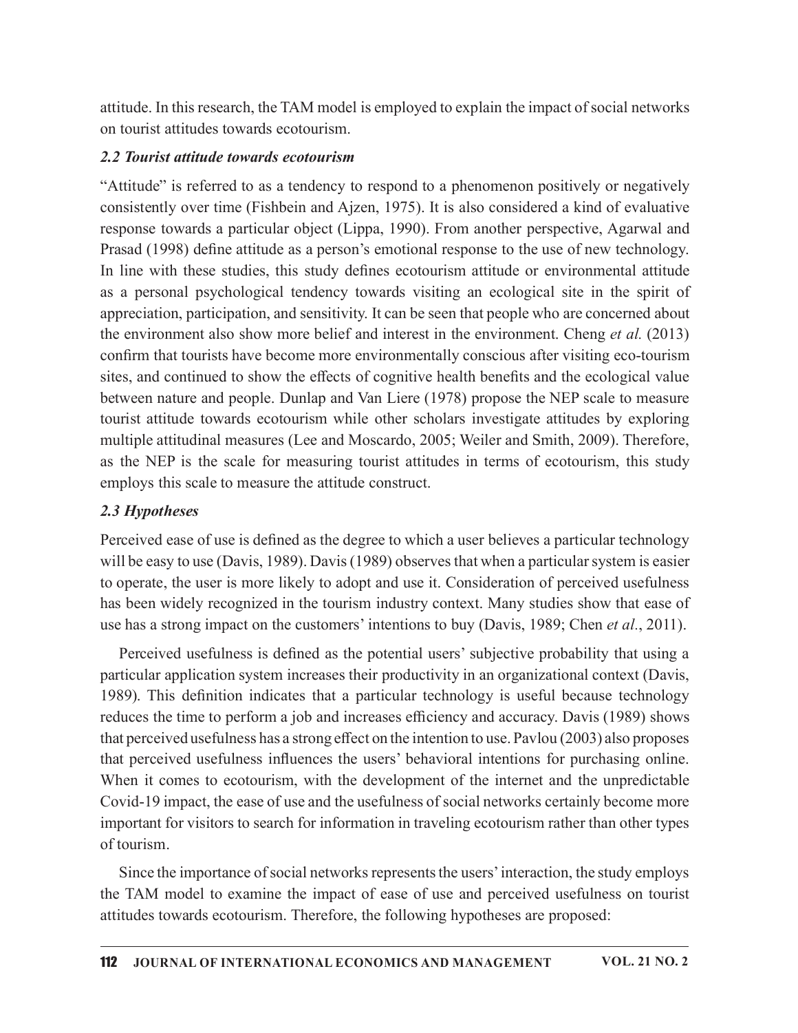attitude. In this research, the TAM model is employed to explain the impact of social networks on tourist attitudes towards ecotourism.

### *2.2 Tourist attitude towards ecotourism*

"Attitude" is referred to as a tendency to respond to a phenomenon positively or negatively consistently over time (Fishbein and Ajzen, 1975). It is also considered a kind of evaluative response towards a particular object (Lippa, 1990). From another perspective, Agarwal and Prasad (1998) define attitude as a person's emotional response to the use of new technology. In line with these studies, this study defines ecotourism attitude or environmental attitude as a personal psychological tendency towards visiting an ecological site in the spirit of appreciation, participation, and sensitivity. It can be seen that people who are concerned about the environment also show more belief and interest in the environment. Cheng *et al.* (2013) confirm that tourists have become more environmentally conscious after visiting eco-tourism sites, and continued to show the effects of cognitive health benefits and the ecological value between nature and people. Dunlap and Van Liere (1978) propose the NEP scale to measure tourist attitude towards ecotourism while other scholars investigate attitudes by exploring multiple attitudinal measures (Lee and Moscardo, 2005; Weiler and Smith, 2009). Therefore, as the NEP is the scale for measuring tourist attitudes in terms of ecotourism, this study employs this scale to measure the attitude construct.

### *2.3 Hypotheses*

Perceived ease of use is defined as the degree to which a user believes a particular technology will be easy to use (Davis, 1989). Davis (1989) observes that when a particular system is easier to operate, the user is more likely to adopt and use it. Consideration of perceived usefulness has been widely recognized in the tourism industry context. Many studies show that ease of use has a strong impact on the customers' intentions to buy (Davis, 1989; Chen *et al.*, 2011).

Perceived usefulness is defined as the potential users' subjective probability that using a particular application system increases their productivity in an organizational context (Davis, 1989). This definition indicates that a particular technology is useful because technology reduces the time to perform a job and increases efficiency and accuracy. Davis (1989) shows that perceived usefulness has a strong effect on the intention to use. Pavlou (2003) also proposes that perceived usefulness influences the users' behavioral intentions for purchasing online. When it comes to ecotourism, with the development of the internet and the unpredictable Covid-19 impact, the ease of use and the usefulness of social networks certainly become more important for visitors to search for information in traveling ecotourism rather than other types of tourism.

Since the importance of social networks represents the users' interaction, the study employs the TAM model to examine the impact of ease of use and perceived usefulness on tourist attitudes towards ecotourism. Therefore, the following hypotheses are proposed: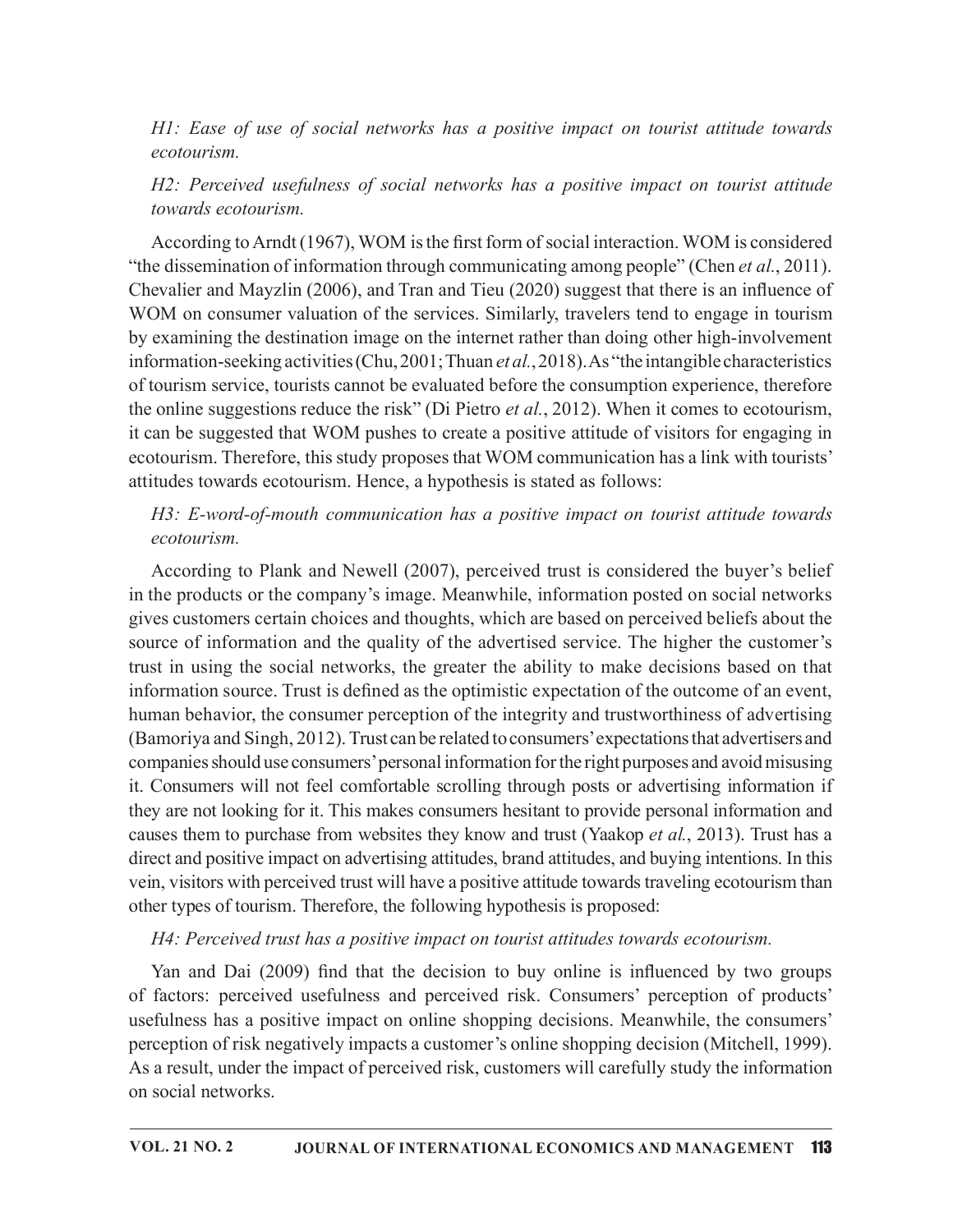*H1: Ease of use of social networks has a positive impact on tourist attitude towards ecotourism.*

*H2: Perceived usefulness of social networks has a positive impact on tourist attitude towards ecotourism.*

According to Arndt (1967), WOM is the first form of social interaction. WOM is considered "the dissemination of information through communicating among people" (Chen *et al.*, 2011). Chevalier and Mayzlin (2006), and Tran and Tieu (2020) suggest that there is an influence of WOM on consumer valuation of the services. Similarly, travelers tend to engage in tourism by examining the destination image on the internet rather than doing other high-involvement information-seeking activities (Chu, 2001; Thuan *et al.*, 2018). As "the intangible characteristics of tourism service, tourists cannot be evaluated before the consumption experience, therefore the online suggestions reduce the risk" (Di Pietro *et al.*, 2012). When it comes to ecotourism, it can be suggested that WOM pushes to create a positive attitude of visitors for engaging in ecotourism. Therefore, this study proposes that WOM communication has a link with tourists' attitudes towards ecotourism. Hence, a hypothesis is stated as follows:

*H3: E-word-of-mouth communication has a positive impact on tourist attitude towards ecotourism.*

According to Plank and Newell (2007), perceived trust is considered the buyer's belief in the products or the company's image. Meanwhile, information posted on social networks gives customers certain choices and thoughts, which are based on perceived beliefs about the source of information and the quality of the advertised service. The higher the customer's trust in using the social networks, the greater the ability to make decisions based on that information source. Trust is defined as the optimistic expectation of the outcome of an event, human behavior, the consumer perception of the integrity and trustworthiness of advertising (Bamoriya and Singh, 2012). Trust can be related to consumers' expectations that advertisers and companies should use consumers' personal information for the right purposes and avoid misusing it. Consumers will not feel comfortable scrolling through posts or advertising information if they are not looking for it. This makes consumers hesitant to provide personal information and causes them to purchase from websites they know and trust (Yaakop *et al.*, 2013). Trust has a direct and positive impact on advertising attitudes, brand attitudes, and buying intentions. In this vein, visitors with perceived trust will have a positive attitude towards traveling ecotourism than other types of tourism. Therefore, the following hypothesis is proposed:

*H4: Perceived trust has a positive impact on tourist attitudes towards ecotourism.*

Yan and Dai (2009) find that the decision to buy online is influenced by two groups of factors: perceived usefulness and perceived risk. Consumers' perception of products' usefulness has a positive impact on online shopping decisions. Meanwhile, the consumers' perception of risk negatively impacts a customer's online shopping decision (Mitchell, 1999). As a result, under the impact of perceived risk, customers will carefully study the information on social networks.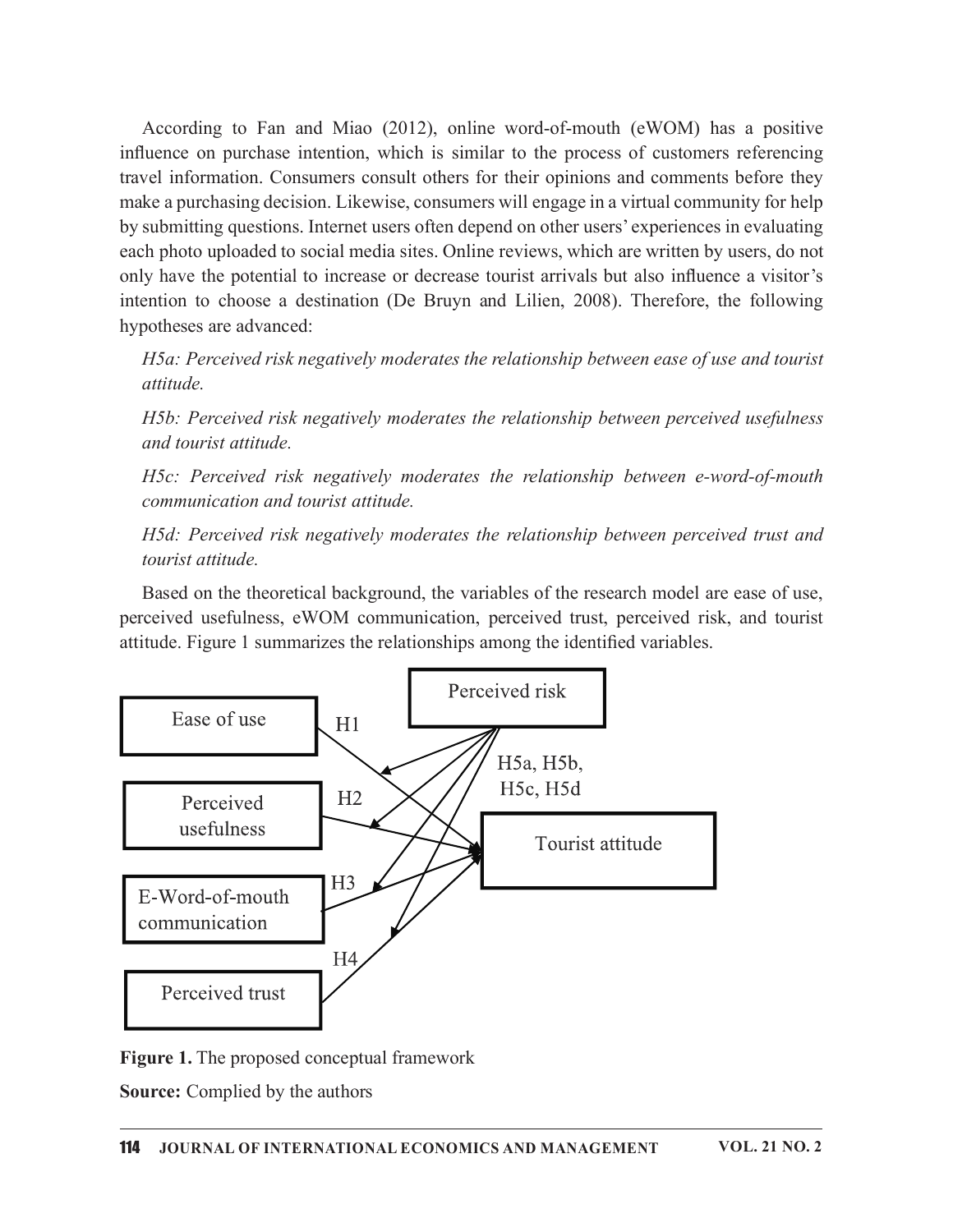According to Fan and Miao (2012), online word-of-mouth (eWOM) has a positive influence on purchase intention, which is similar to the process of customers referencing travel information. Consumers consult others for their opinions and comments before they make a purchasing decision. Likewise, consumers will engage in a virtual community for help by submitting questions. Internet users often depend on other users' experiences in evaluating each photo uploaded to social media sites. Online reviews, which are written by users, do not only have the potential to increase or decrease tourist arrivals but also influence a visitor's intention to choose a destination (De Bruyn and Lilien, 2008). Therefore, the following hypotheses are advanced:

*H5a: Perceived risk negatively moderates the relationship between ease of use and tourist attitude.*

*H5b: Perceived risk negatively moderates the relationship between perceived usefulness and tourist attitude.*

*H5c: Perceived risk negatively moderates the relationship between e-word-of-mouth communication and tourist attitude.*

*H5d: Perceived risk negatively moderates the relationship between perceived trust and tourist attitude.*

Based on the theoretical background, the variables of the research model are ease of use, perceived usefulness, eWOM communication, perceived trust, perceived risk, and tourist attitude. Figure 1 summarizes the relationships among the identified variables.

**Figure 1.** The proposed conceptual framework

**Source:** Complied by the authors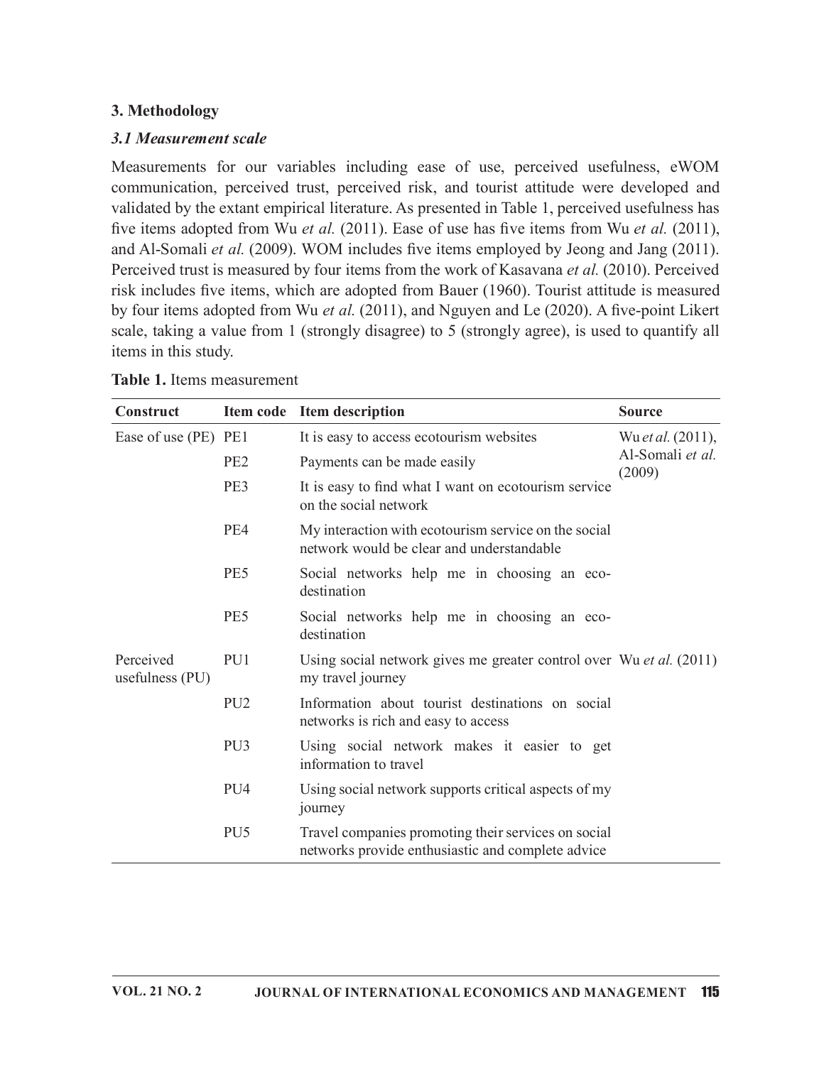## 3. Methodology

### *3.1 Measurement scale*

Measurements for our variables including ease of use, perceived usefulness, eWOM communication, perceived trust, perceived risk, and tourist attitude were developed and validated by the extant empirical literature. As presented in Table 1, perceived usefulness has five items adopted from Wu *et al.* (2011). Ease of use has five items from Wu *et al.* (2011), and Al-Somali *et al.* (2009). WOM includes five items employed by Jeong and Jang (2011). Perceived trust is measured by four items from the work of Kasavana *et al.* (2010). Perceived risk includes five items, which are adopted from Bauer (1960). Tourist attitude is measured by four items adopted from Wu *et al.* (2011), and Nguyen and Le (2020). A five-point Likert scale, taking a value from 1 (strongly disagree) to 5 (strongly agree), is used to quantify all items in this study.

**Table 1.** Items measurement

| Construct | Item code | Item description | Source |
|---|---|---|---|
| Ease of use (PE) | PE1 | It is easy to access ecotourism websites | Wu *et al.* (2011), Al-Somali *et al.* (2009) |
| | PE2 | Payments can be made easily | |
| | PE3 | It is easy to find what I want on ecotourism service on the social network | |
| | PE4 | My interaction with ecotourism service on the social network would be clear and understandable | |
| | PE5 | Social networks help me in choosing an eco-destination | |
| | PE5 | Social networks help me in choosing an eco-destination | |
| Perceived usefulness (PU) | PU1 | Using social network gives me greater control over my travel journey | Wu *et al.* (2011) |
| | PU2 | Information about tourist destinations on social networks is rich and easy to access | |
| | PU3 | Using social network makes it easier to get information to travel | |
| | PU4 | Using social network supports critical aspects of my journey | |
| | PU5 | Travel companies promoting their services on social networks provide enthusiastic and complete advice | |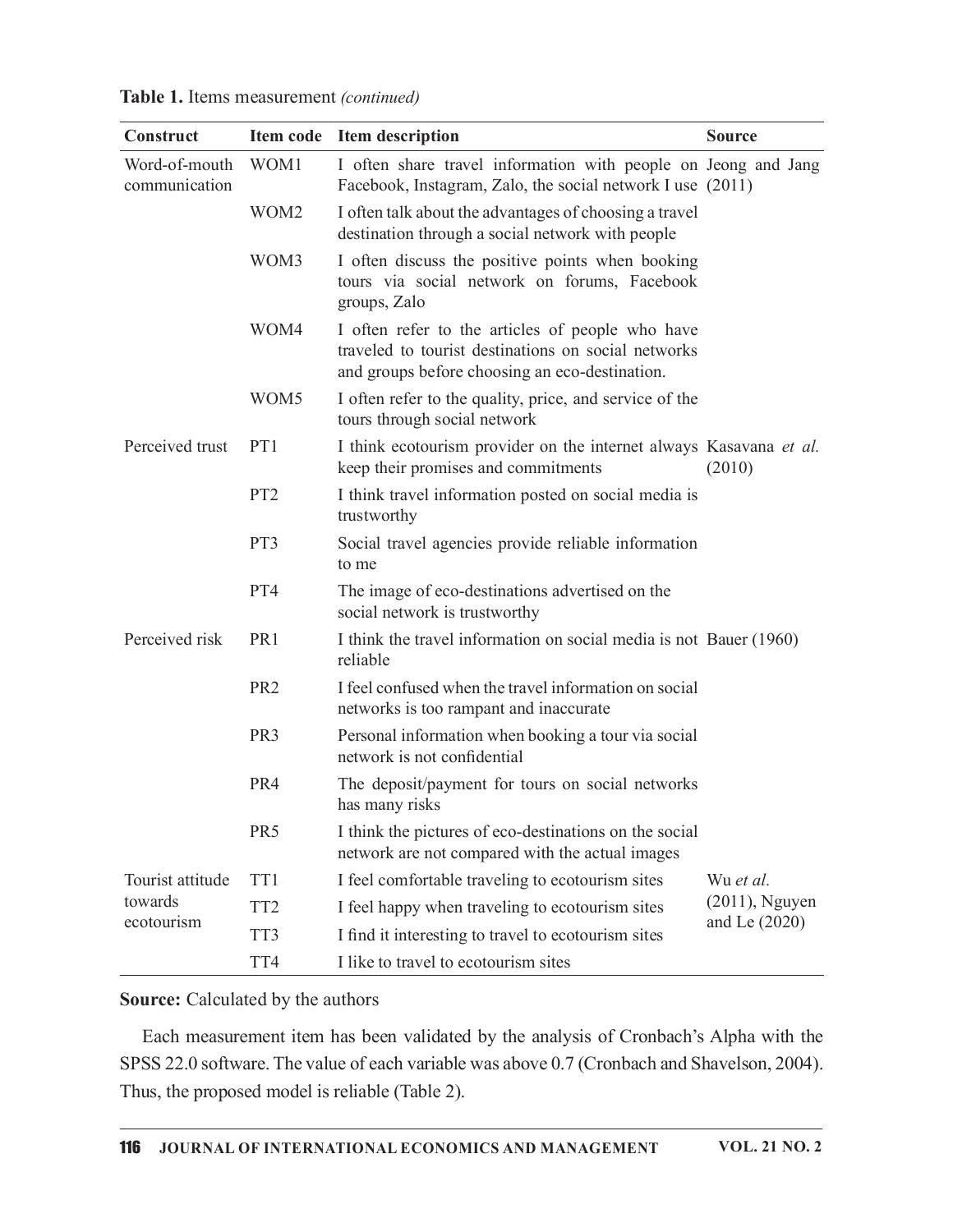**Table 1.** Items measurement *(continued)*

| Construct | Item code | Item description | Source |
|---|---|---|---|
| Word-of-mouth communication | WOM1 | I often share travel information with people on Facebook, Instagram, Zalo, the social network I use | Jeong and Jang (2011) |
| | WOM2 | I often talk about the advantages of choosing a travel destination through a social network with people | |
| | WOM3 | I often discuss the positive points when booking tours via social network on forums, Facebook groups, Zalo | |
| | WOM4 | I often refer to the articles of people who have traveled to tourist destinations on social networks and groups before choosing an eco-destination. | |
| | WOM5 | I often refer to the quality, price, and service of the tours through social network | |
| Perceived trust | PT1 | I think ecotourism provider on the internet always keep their promises and commitments | Kasavana *et al.* (2010) |
| | PT2 | I think travel information posted on social media is trustworthy | |
| | PT3 | Social travel agencies provide reliable information to me | |
| | PT4 | The image of eco-destinations advertised on the social network is trustworthy | |
| Perceived risk | PR1 | I think the travel information on social media is not reliable | Bauer (1960) |
| | PR2 | I feel confused when the travel information on social networks is too rampant and inaccurate | |
| | PR3 | Personal information when booking a tour via social network is not confidential | |
| | PR4 | The deposit/payment for tours on social networks has many risks | |
| | PR5 | I think the pictures of eco-destinations on the social network are not compared with the actual images | |
| Tourist attitude towards ecotourism | TT1 | I feel comfortable traveling to ecotourism sites | Wu *et al.* (2011), Nguyen and Le (2020) |
| | TT2 | I feel happy when traveling to ecotourism sites | |
| | TT3 | I find it interesting to travel to ecotourism sites | |
| | TT4 | I like to travel to ecotourism sites | |

**Source:** Calculated by the authors

Each measurement item has been validated by the analysis of Cronbach's Alpha with the SPSS 22.0 software. The value of each variable was above 0.7 (Cronbach and Shavelson, 2004). Thus, the proposed model is reliable (Table 2).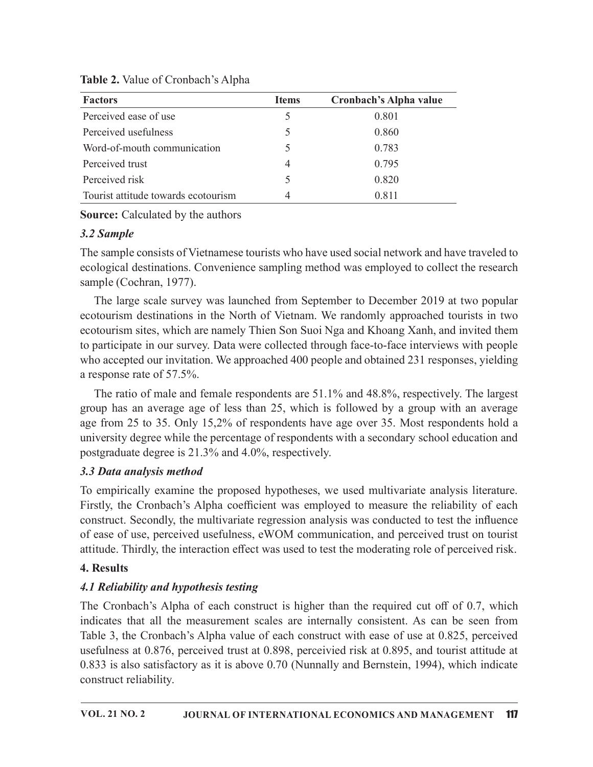**Table 2.** Value of Cronbach's Alpha

| Factors | Items | Cronbach's Alpha value |
|---|---|---|
| Perceived ease of use | 5 | 0.801 |
| Perceived usefulness | 5 | 0.860 |
| Word-of-mouth communication | 5 | 0.783 |
| Perceived trust | 4 | 0.795 |
| Perceived risk | 5 | 0.820 |
| Tourist attitude towards ecotourism | 4 | 0.811 |

**Source:** Calculated by the authors

### *3.2 Sample*

The sample consists of Vietnamese tourists who have used social network and have traveled to ecological destinations. Convenience sampling method was employed to collect the research sample (Cochran, 1977).

The large scale survey was launched from September to December 2019 at two popular ecotourism destinations in the North of Vietnam. We randomly approached tourists in two ecotourism sites, which are namely Thien Son Suoi Nga and Khoang Xanh, and invited them to participate in our survey. Data were collected through face-to-face interviews with people who accepted our invitation. We approached 400 people and obtained 231 responses, yielding a response rate of 57.5%.

The ratio of male and female respondents are 51.1% and 48.8%, respectively. The largest group has an average age of less than 25, which is followed by a group with an average age from 25 to 35. Only 15,2% of respondents have age over 35. Most respondents hold a university degree while the percentage of respondents with a secondary school education and postgraduate degree is 21.3% and 4.0%, respectively.

### *3.3 Data analysis method*

To empirically examine the proposed hypotheses, we used multivariate analysis literature. Firstly, the Cronbach's Alpha coefficient was employed to measure the reliability of each construct. Secondly, the multivariate regression analysis was conducted to test the influence of ease of use, perceived usefulness, eWOM communication, and perceived trust on tourist attitude. Thirdly, the interaction effect was used to test the moderating role of perceived risk.

## 4. Results

### *4.1 Reliability and hypothesis testing*

The Cronbach's Alpha of each construct is higher than the required cut off of 0.7, which indicates that all the measurement scales are internally consistent. As can be seen from Table 3, the Cronbach's Alpha value of each construct with ease of use at 0.825, perceived usefulness at 0.876, perceived trust at 0.898, perceivied risk at 0.895, and tourist attitude at 0.833 is also satisfactory as it is above 0.70 (Nunnally and Bernstein, 1994), which indicate construct reliability.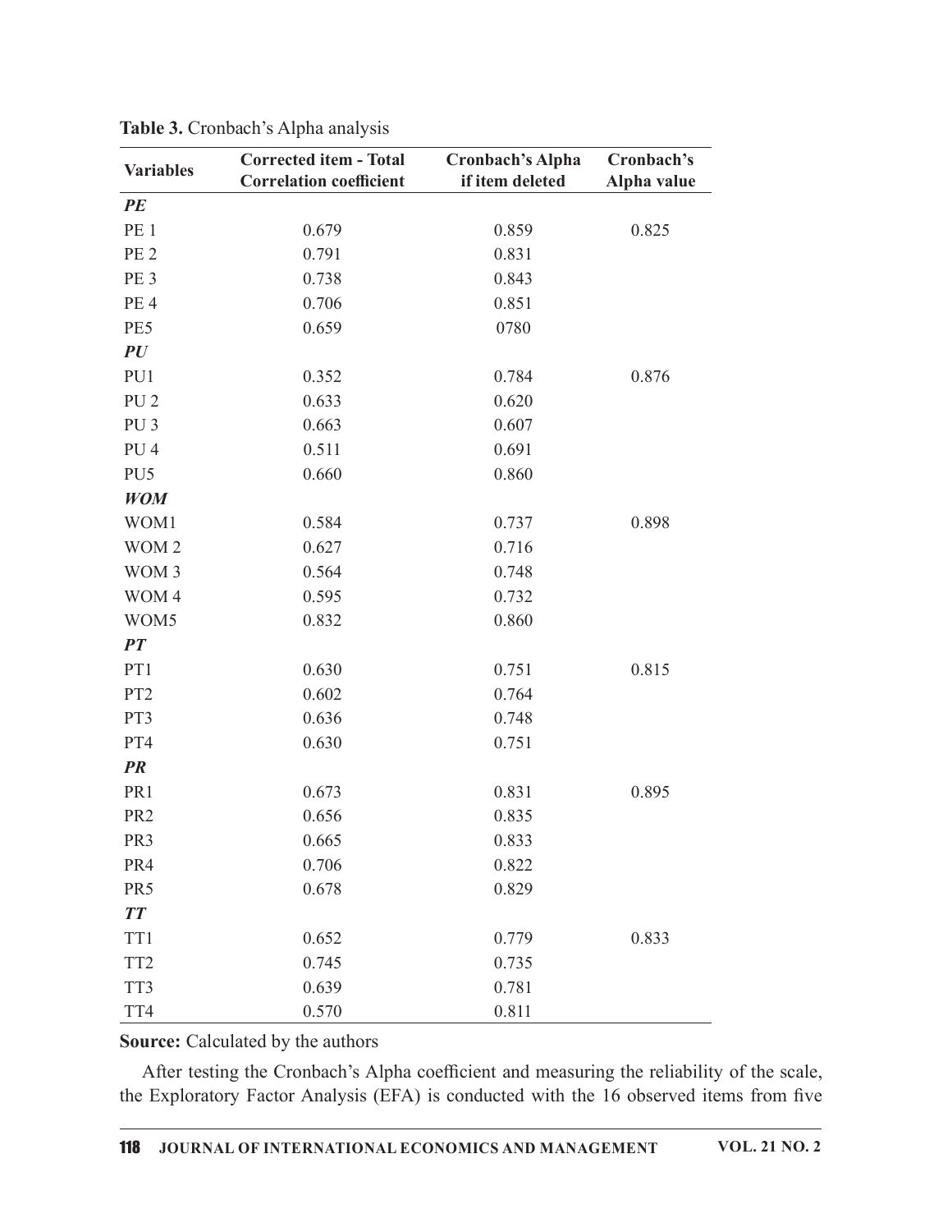**Table 3.** Cronbach's Alpha analysis

| Variables | Corrected item - Total Correlation coefficient | Cronbach's Alpha if item deleted | Cronbach's Alpha value |
|---|---|---|---|
| ***PE*** | | | |
| PE 1 | 0.679 | 0.859 | 0.825 |
| PE 2 | 0.791 | 0.831 | |
| PE 3 | 0.738 | 0.843 | |
| PE 4 | 0.706 | 0.851 | |
| PE5 | 0.659 | 0780 | |
| ***PU*** | | | |
| PU1 | 0.352 | 0.784 | 0.876 |
| PU 2 | 0.633 | 0.620 | |
| PU 3 | 0.663 | 0.607 | |
| PU 4 | 0.511 | 0.691 | |
| PU5 | 0.660 | 0.860 | |
| ***WOM*** | | | |
| WOM1 | 0.584 | 0.737 | 0.898 |
| WOM 2 | 0.627 | 0.716 | |
| WOM 3 | 0.564 | 0.748 | |
| WOM 4 | 0.595 | 0.732 | |
| WOM5 | 0.832 | 0.860 | |
| ***PT*** | | | |
| PT1 | 0.630 | 0.751 | 0.815 |
| PT2 | 0.602 | 0.764 | |
| PT3 | 0.636 | 0.748 | |
| PT4 | 0.630 | 0.751 | |
| ***PR*** | | | |
| PR1 | 0.673 | 0.831 | 0.895 |
| PR2 | 0.656 | 0.835 | |
| PR3 | 0.665 | 0.833 | |
| PR4 | 0.706 | 0.822 | |
| PR5 | 0.678 | 0.829 | |
| ***TT*** | | | |
| TT1 | 0.652 | 0.779 | 0.833 |
| TT2 | 0.745 | 0.735 | |
| TT3 | 0.639 | 0.781 | |
| TT4 | 0.570 | 0.811 | |

**Source:** Calculated by the authors

After testing the Cronbach's Alpha coefficient and measuring the reliability of the scale, the Exploratory Factor Analysis (EFA) is conducted with the 16 observed items from five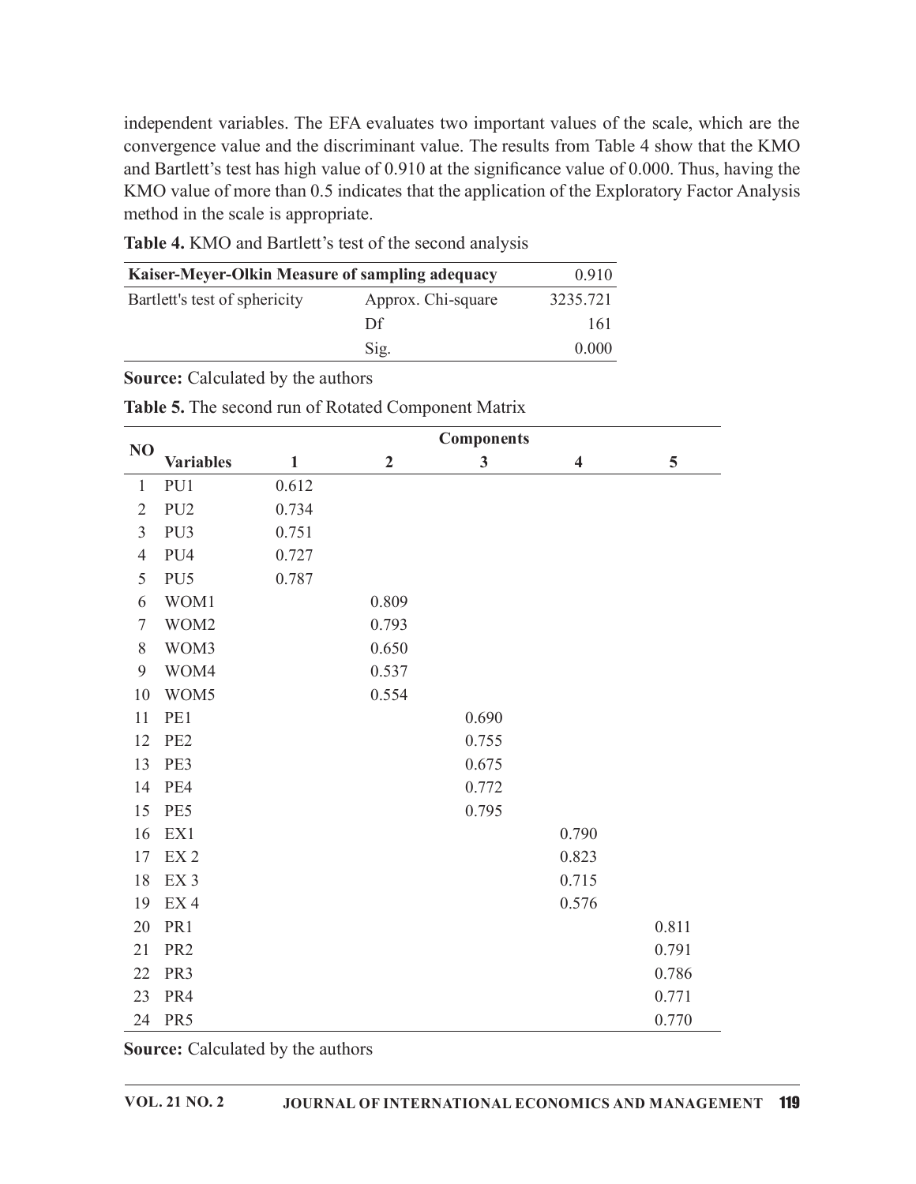independent variables. The EFA evaluates two important values of the scale, which are the convergence value and the discriminant value. The results from Table 4 show that the KMO and Bartlett's test has high value of 0.910 at the significance value of 0.000. Thus, having the KMO value of more than 0.5 indicates that the application of the Exploratory Factor Analysis method in the scale is appropriate.

**Table 4.** KMO and Bartlett's test of the second analysis

| Kaiser-Meyer-Olkin Measure of sampling adequacy | | 0.910 |
|---|---|---|
| Bartlett's test of sphericity | Approx. Chi-square | 3235.721 |
| | Df | 161 |
| | Sig. | 0.000 |

**Source:** Calculated by the authors

**Table 5.** The second run of Rotated Component Matrix

| NO | Variables | Components 1 | 2 | 3 | 4 | 5 |
|---|---|---|---|---|---|---|
| 1 | PU1 | 0.612 | | | | |
| 2 | PU2 | 0.734 | | | | |
| 3 | PU3 | 0.751 | | | | |
| 4 | PU4 | 0.727 | | | | |
| 5 | PU5 | 0.787 | | | | |
| 6 | WOM1 | | 0.809 | | | |
| 7 | WOM2 | | 0.793 | | | |
| 8 | WOM3 | | 0.650 | | | |
| 9 | WOM4 | | 0.537 | | | |
| 10 | WOM5 | | 0.554 | | | |
| 11 | PE1 | | | 0.690 | | |
| 12 | PE2 | | | 0.755 | | |
| 13 | PE3 | | | 0.675 | | |
| 14 | PE4 | | | 0.772 | | |
| 15 | PE5 | | | 0.795 | | |
| 16 | EX1 | | | | 0.790 | |
| 17 | EX 2 | | | | 0.823 | |
| 18 | EX 3 | | | | 0.715 | |
| 19 | EX 4 | | | | 0.576 | |
| 20 | PR1 | | | | | 0.811 |
| 21 | PR2 | | | | | 0.791 |
| 22 | PR3 | | | | | 0.786 |
| 23 | PR4 | | | | | 0.771 |
| 24 | PR5 | | | | | 0.770 |

**Source:** Calculated by the authors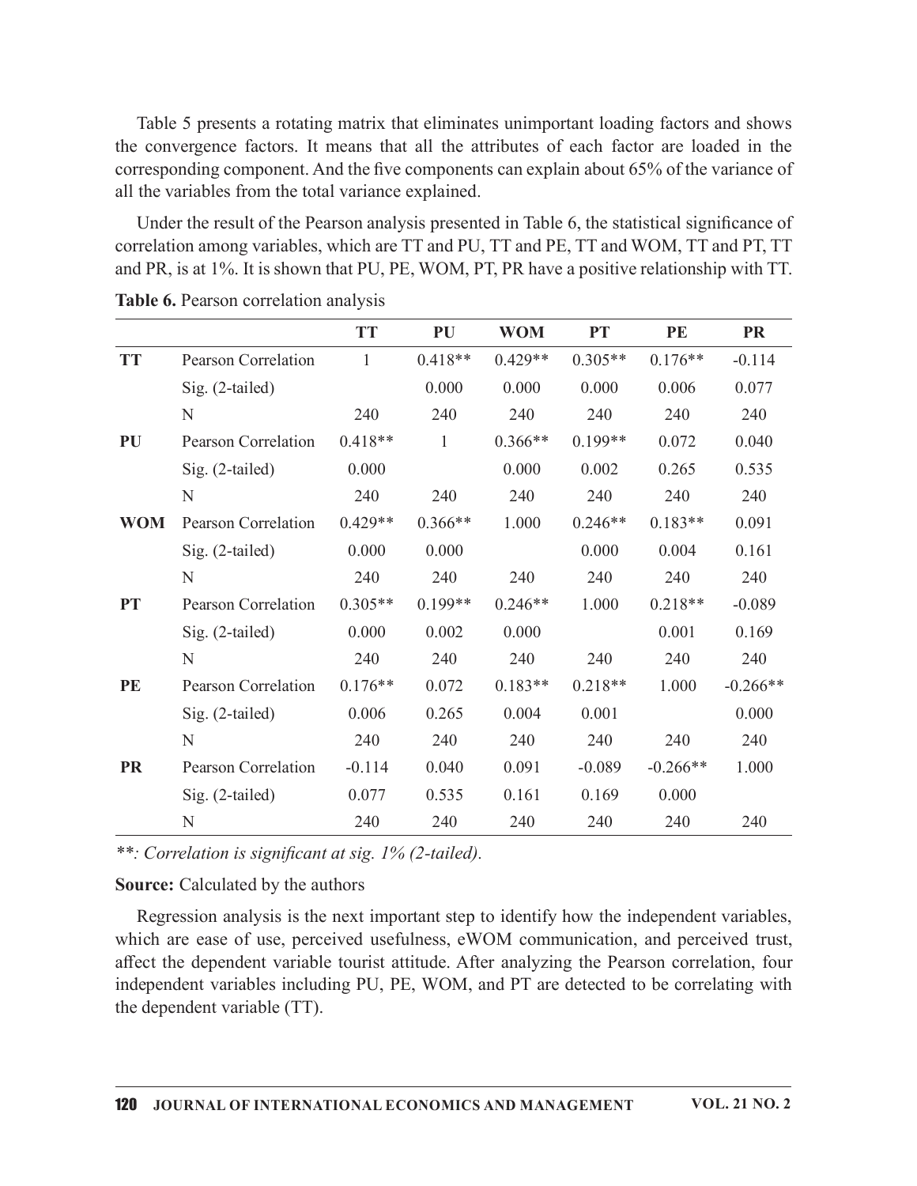Table 5 presents a rotating matrix that eliminates unimportant loading factors and shows the convergence factors. It means that all the attributes of each factor are loaded in the corresponding component. And the five components can explain about 65% of the variance of all the variables from the total variance explained.

Under the result of the Pearson analysis presented in Table 6, the statistical significance of correlation among variables, which are TT and PU, TT and PE, TT and WOM, TT and PT, TT and PR, is at 1%. It is shown that PU, PE, WOM, PT, PR have a positive relationship with TT.

**Table 6.** Pearson correlation analysis

| | | TT | PU | WOM | PT | PE | PR |
|---|---|---|---|---|---|---|---|
| **TT** | Pearson Correlation | 1 | 0.418** | 0.429** | 0.305** | 0.176** | -0.114 |
| | Sig. (2-tailed) | | 0.000 | 0.000 | 0.000 | 0.006 | 0.077 |
| | N | 240 | 240 | 240 | 240 | 240 | 240 |
| **PU** | Pearson Correlation | 0.418** | 1 | 0.366** | 0.199** | 0.072 | 0.040 |
| | Sig. (2-tailed) | 0.000 | | 0.000 | 0.002 | 0.265 | 0.535 |
| | N | 240 | 240 | 240 | 240 | 240 | 240 |
| **WOM** | Pearson Correlation | 0.429** | 0.366** | 1.000 | 0.246** | 0.183** | 0.091 |
| | Sig. (2-tailed) | 0.000 | 0.000 | | 0.000 | 0.004 | 0.161 |
| | N | 240 | 240 | 240 | 240 | 240 | 240 |
| **PT** | Pearson Correlation | 0.305** | 0.199** | 0.246** | 1.000 | 0.218** | -0.089 |
| | Sig. (2-tailed) | 0.000 | 0.002 | 0.000 | | 0.001 | 0.169 |
| | N | 240 | 240 | 240 | 240 | 240 | 240 |
| **PE** | Pearson Correlation | 0.176** | 0.072 | 0.183** | 0.218** | 1.000 | -0.266** |
| | Sig. (2-tailed) | 0.006 | 0.265 | 0.004 | 0.001 | | 0.000 |
| | N | 240 | 240 | 240 | 240 | 240 | 240 |
| **PR** | Pearson Correlation | -0.114 | 0.040 | 0.091 | -0.089 | -0.266** | 1.000 |
| | Sig. (2-tailed) | 0.077 | 0.535 | 0.161 | 0.169 | 0.000 | |
| | N | 240 | 240 | 240 | 240 | 240 | 240 |

*\*\*: Correlation is significant at sig. 1% (2-tailed).*

**Source:** Calculated by the authors

Regression analysis is the next important step to identify how the independent variables, which are ease of use, perceived usefulness, eWOM communication, and perceived trust, affect the dependent variable tourist attitude. After analyzing the Pearson correlation, four independent variables including PU, PE, WOM, and PT are detected to be correlating with the dependent variable (TT).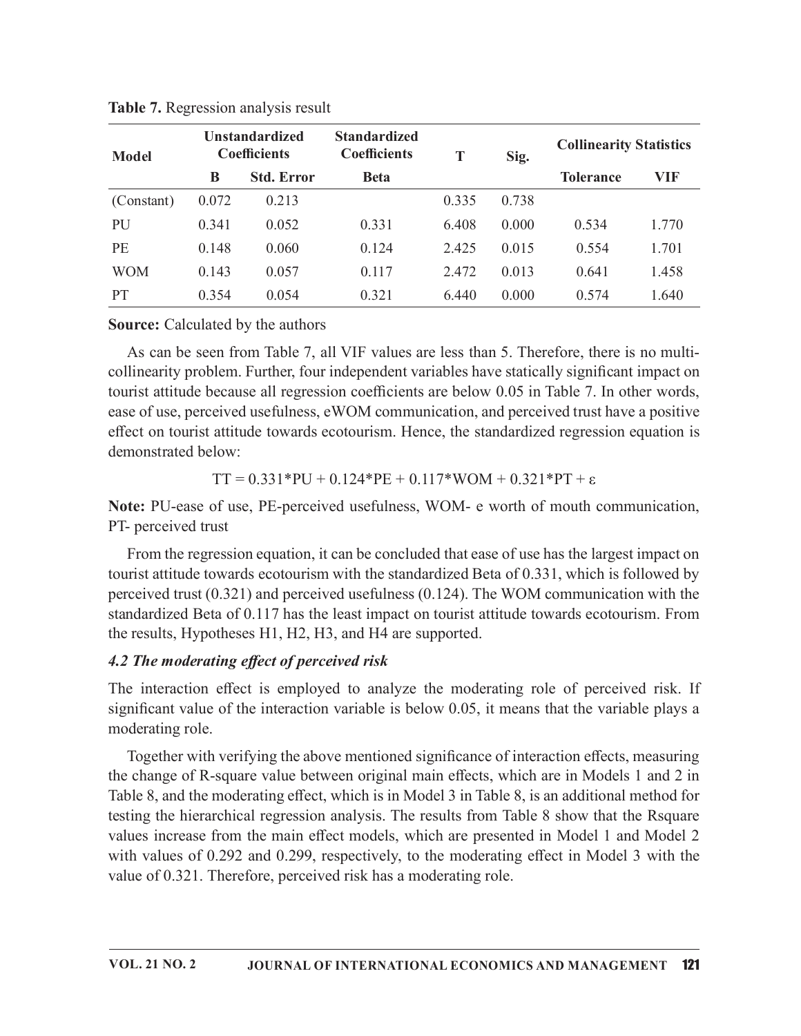**Table 7.** Regression analysis result

| Model | Unstandardized Coefficients | | Standardized Coefficients | T | Sig. | Collinearity Statistics | |
|---|---|---|---|---|---|---|---|
| | B | Std. Error | Beta | | | Tolerance | VIF |
| (Constant) | 0.072 | 0.213 | | 0.335 | 0.738 | | |
| PU | 0.341 | 0.052 | 0.331 | 6.408 | 0.000 | 0.534 | 1.770 |
| PE | 0.148 | 0.060 | 0.124 | 2.425 | 0.015 | 0.554 | 1.701 |
| WOM | 0.143 | 0.057 | 0.117 | 2.472 | 0.013 | 0.641 | 1.458 |
| PT | 0.354 | 0.054 | 0.321 | 6.440 | 0.000 | 0.574 | 1.640 |

**Source:** Calculated by the authors

As can be seen from Table 7, all VIF values are less than 5. Therefore, there is no multi-collinearity problem. Further, four independent variables have statically significant impact on tourist attitude because all regression coefficients are below 0.05 in Table 7. In other words, ease of use, perceived usefulness, eWOM communication, and perceived trust have a positive effect on tourist attitude towards ecotourism. Hence, the standardized regression equation is demonstrated below:

$$TT = 0.331*PU + 0.124*PE + 0.117*WOM + 0.321*PT + \varepsilon$$

**Note:** PU-ease of use, PE-perceived usefulness, WOM- e worth of mouth communication, PT- perceived trust

From the regression equation, it can be concluded that ease of use has the largest impact on tourist attitude towards ecotourism with the standardized Beta of 0.331, which is followed by perceived trust (0.321) and perceived usefulness (0.124). The WOM communication with the standardized Beta of 0.117 has the least impact on tourist attitude towards ecotourism. From the results, Hypotheses H1, H2, H3, and H4 are supported.

### *4.2 The moderating effect of perceived risk*

The interaction effect is employed to analyze the moderating role of perceived risk. If significant value of the interaction variable is below 0.05, it means that the variable plays a moderating role.

Together with verifying the above mentioned significance of interaction effects, measuring the change of R-square value between original main effects, which are in Models 1 and 2 in Table 8, and the moderating effect, which is in Model 3 in Table 8, is an additional method for testing the hierarchical regression analysis. The results from Table 8 show that the Rsquare values increase from the main effect models, which are presented in Model 1 and Model 2 with values of 0.292 and 0.299, respectively, to the moderating effect in Model 3 with the value of 0.321. Therefore, perceived risk has a moderating role.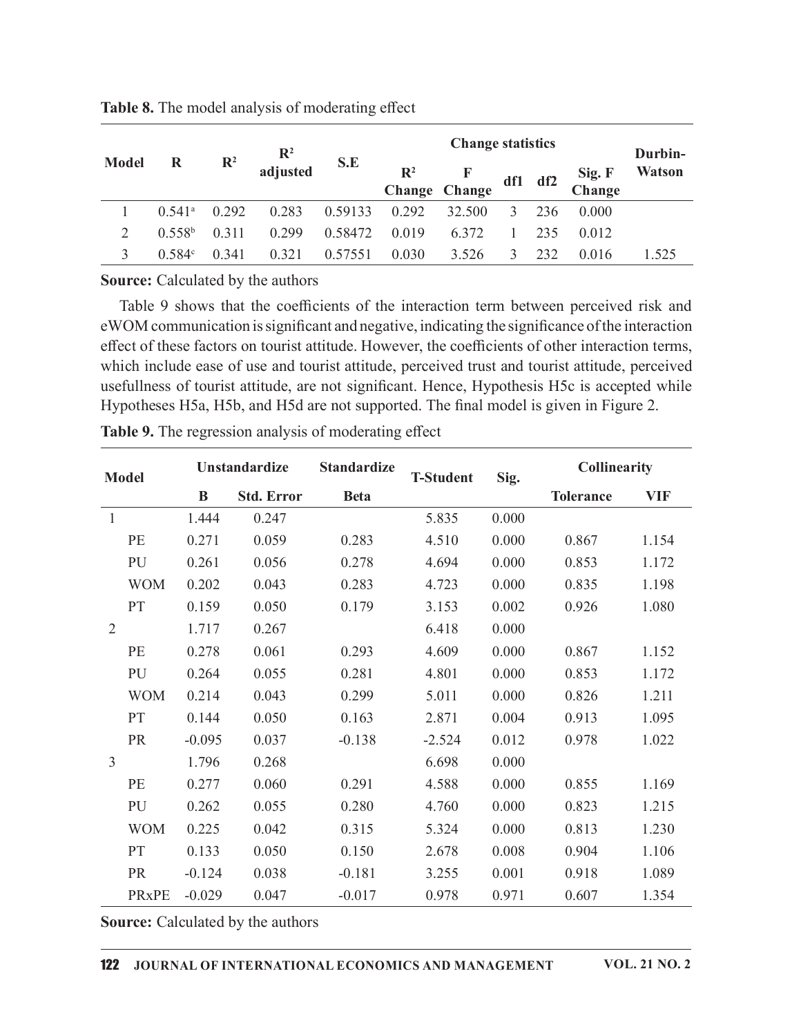**Table 8.** The model analysis of moderating effect

| Model | R | $R^2$ | $R^2$ adjusted | S.E | Change statistics | | | | | Durbin-Watson |
|---|---|---|---|---|---|---|---|---|---|---|
| | | | | | $R^2$ Change | F Change | df1 | df2 | Sig. F Change | |
| 1 | 0.541[a] | 0.292 | 0.283 | 0.59133 | 0.292 | 32.500 | 3 | 236 | 0.000 | |
| 2 | 0.558[b] | 0.311 | 0.299 | 0.58472 | 0.019 | 6.372 | 1 | 235 | 0.012 | |
| 3 | 0.584[c] | 0.341 | 0.321 | 0.57551 | 0.030 | 3.526 | 3 | 232 | 0.016 | 1.525 |

**Source:** Calculated by the authors

Table 9 shows that the coefficients of the interaction term between perceived risk and eWOM communication is significant and negative, indicating the significance of the interaction effect of these factors on tourist attitude. However, the coefficients of other interaction terms, which include ease of use and tourist attitude, perceived trust and tourist attitude, perceived usefullness of tourist attitude, are not significant. Hence, Hypothesis H5c is accepted while Hypotheses H5a, H5b, and H5d are not supported. The final model is given in Figure 2.

**Table 9.** The regression analysis of moderating effect

| Model | | Unstandardize | | Standardize | T-Student | Sig. | Collinearity | |
|---|---|---|---|---|---|---|---|---|
| | | B | Std. Error | Beta | | | Tolerance | VIF |
| 1 | | 1.444 | 0.247 | | 5.835 | 0.000 | | |
| | PE | 0.271 | 0.059 | 0.283 | 4.510 | 0.000 | 0.867 | 1.154 |
| | PU | 0.261 | 0.056 | 0.278 | 4.694 | 0.000 | 0.853 | 1.172 |
| | WOM | 0.202 | 0.043 | 0.283 | 4.723 | 0.000 | 0.835 | 1.198 |
| | PT | 0.159 | 0.050 | 0.179 | 3.153 | 0.002 | 0.926 | 1.080 |
| 2 | | 1.717 | 0.267 | | 6.418 | 0.000 | | |
| | PE | 0.278 | 0.061 | 0.293 | 4.609 | 0.000 | 0.867 | 1.152 |
| | PU | 0.264 | 0.055 | 0.281 | 4.801 | 0.000 | 0.853 | 1.172 |
| | WOM | 0.214 | 0.043 | 0.299 | 5.011 | 0.000 | 0.826 | 1.211 |
| | PT | 0.144 | 0.050 | 0.163 | 2.871 | 0.004 | 0.913 | 1.095 |
| | PR | -0.095 | 0.037 | -0.138 | -2.524 | 0.012 | 0.978 | 1.022 |
| 3 | | 1.796 | 0.268 | | 6.698 | 0.000 | | |
| | PE | 0.277 | 0.060 | 0.291 | 4.588 | 0.000 | 0.855 | 1.169 |
| | PU | 0.262 | 0.055 | 0.280 | 4.760 | 0.000 | 0.823 | 1.215 |
| | WOM | 0.225 | 0.042 | 0.315 | 5.324 | 0.000 | 0.813 | 1.230 |
| | PT | 0.133 | 0.050 | 0.150 | 2.678 | 0.008 | 0.904 | 1.106 |
| | PR | -0.124 | 0.038 | -0.181 | 3.255 | 0.001 | 0.918 | 1.089 |
| | PRxPE | -0.029 | 0.047 | -0.017 | 0.978 | 0.971 | 0.607 | 1.354 |

**Source:** Calculated by the authors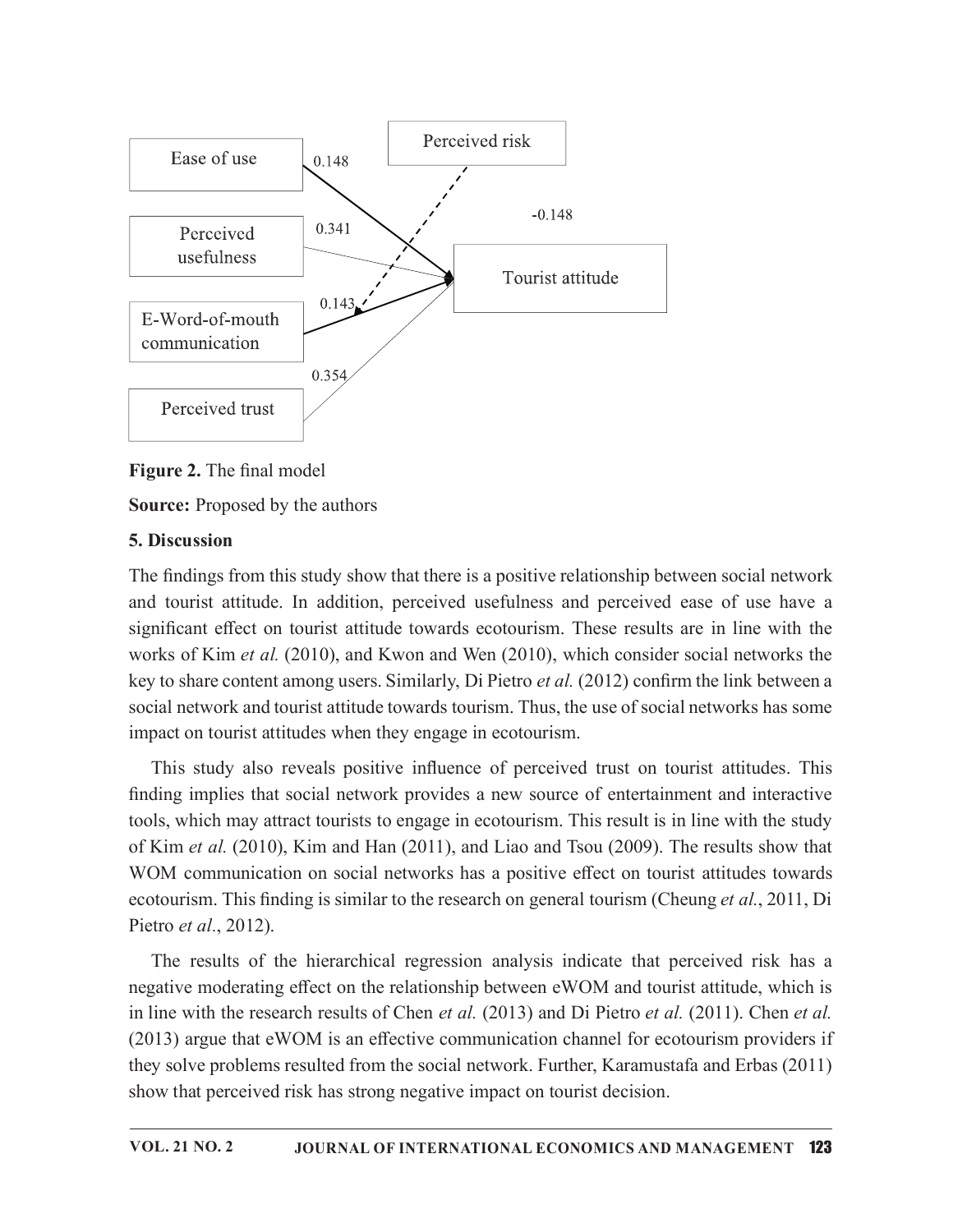Ease of use

Perceived usefulness

E-Word-of-mouth communication

Perceived trust

Perceived risk

Tourist attitude

0.148

0.341

0.143

0.354

-0.148

**Figure 2.** The final model

**Source:** Proposed by the authors

## 5. Discussion

The findings from this study show that there is a positive relationship between social network and tourist attitude. In addition, perceived usefulness and perceived ease of use have a significant effect on tourist attitude towards ecotourism. These results are in line with the works of Kim *et al.* (2010), and Kwon and Wen (2010), which consider social networks the key to share content among users. Similarly, Di Pietro *et al.* (2012) confirm the link between a social network and tourist attitude towards tourism. Thus, the use of social networks has some impact on tourist attitudes when they engage in ecotourism.

This study also reveals positive influence of perceived trust on tourist attitudes. This finding implies that social network provides a new source of entertainment and interactive tools, which may attract tourists to engage in ecotourism. This result is in line with the study of Kim *et al.* (2010), Kim and Han (2011), and Liao and Tsou (2009). The results show that WOM communication on social networks has a positive effect on tourist attitudes towards ecotourism. This finding is similar to the research on general tourism (Cheung *et al.*, 2011, Di Pietro *et al.*, 2012).

The results of the hierarchical regression analysis indicate that perceived risk has a negative moderating effect on the relationship between eWOM and tourist attitude, which is in line with the research results of Chen *et al.* (2013) and Di Pietro *et al.* (2011). Chen *et al.* (2013) argue that eWOM is an effective communication channel for ecotourism providers if they solve problems resulted from the social network. Further, Karamustafa and Erbas (2011) show that perceived risk has strong negative impact on tourist decision.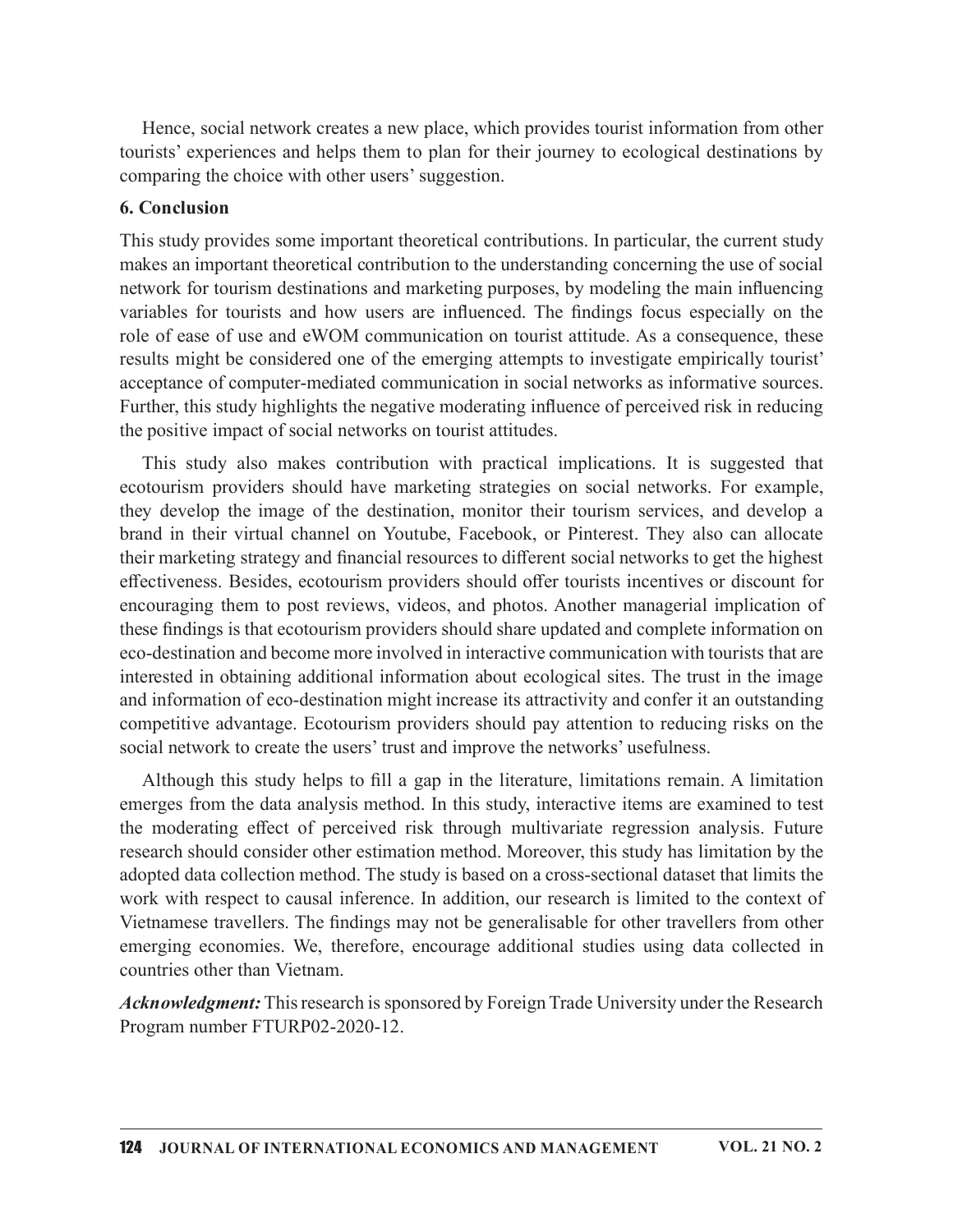Hence, social network creates a new place, which provides tourist information from other tourists' experiences and helps them to plan for their journey to ecological destinations by comparing the choice with other users' suggestion.

## 6. Conclusion

This study provides some important theoretical contributions. In particular, the current study makes an important theoretical contribution to the understanding concerning the use of social network for tourism destinations and marketing purposes, by modeling the main influencing variables for tourists and how users are influenced. The findings focus especially on the role of ease of use and eWOM communication on tourist attitude. As a consequence, these results might be considered one of the emerging attempts to investigate empirically tourist' acceptance of computer-mediated communication in social networks as informative sources. Further, this study highlights the negative moderating influence of perceived risk in reducing the positive impact of social networks on tourist attitudes.

This study also makes contribution with practical implications. It is suggested that ecotourism providers should have marketing strategies on social networks. For example, they develop the image of the destination, monitor their tourism services, and develop a brand in their virtual channel on Youtube, Facebook, or Pinterest. They also can allocate their marketing strategy and financial resources to different social networks to get the highest effectiveness. Besides, ecotourism providers should offer tourists incentives or discount for encouraging them to post reviews, videos, and photos. Another managerial implication of these findings is that ecotourism providers should share updated and complete information on eco-destination and become more involved in interactive communication with tourists that are interested in obtaining additional information about ecological sites. The trust in the image and information of eco-destination might increase its attractivity and confer it an outstanding competitive advantage. Ecotourism providers should pay attention to reducing risks on the social network to create the users' trust and improve the networks' usefulness.

Although this study helps to fill a gap in the literature, limitations remain. A limitation emerges from the data analysis method. In this study, interactive items are examined to test the moderating effect of perceived risk through multivariate regression analysis. Future research should consider other estimation method. Moreover, this study has limitation by the adopted data collection method. The study is based on a cross-sectional dataset that limits the work with respect to causal inference. In addition, our research is limited to the context of Vietnamese travellers. The findings may not be generalisable for other travellers from other emerging economies. We, therefore, encourage additional studies using data collected in countries other than Vietnam.

***Acknowledgment:*** This research is sponsored by Foreign Trade University under the Research Program number FTURP02-2020-12.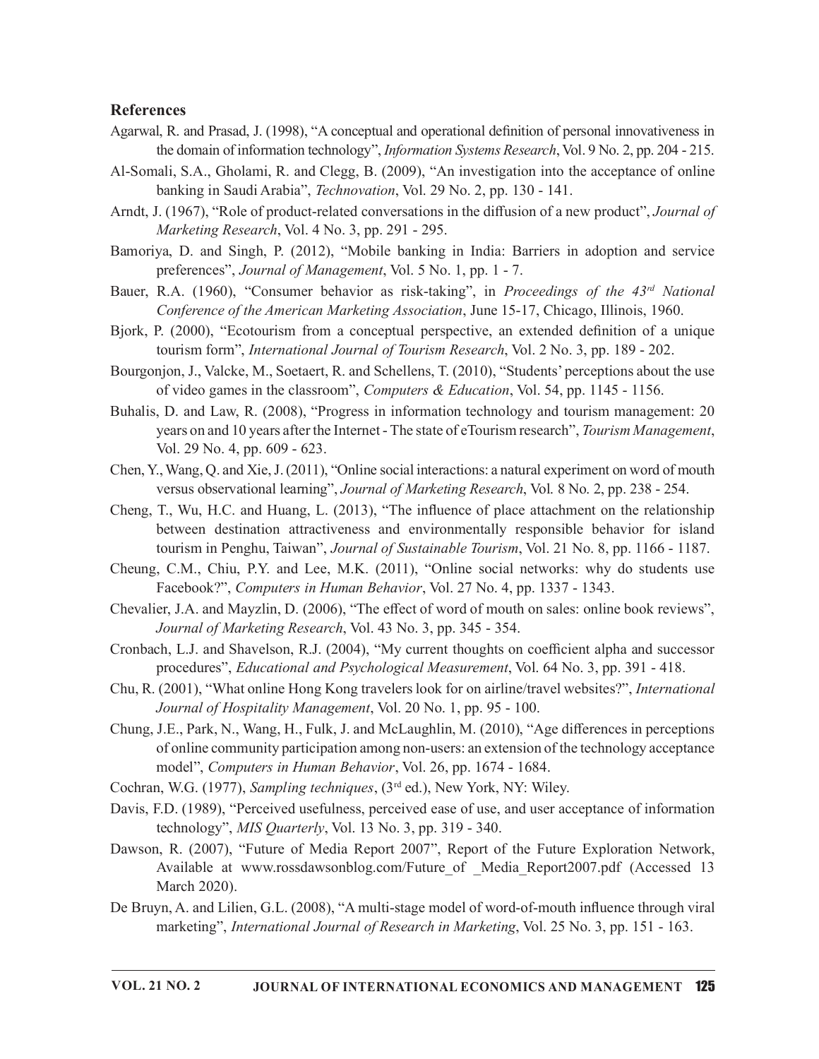## References

Agarwal, R. and Prasad, J. (1998), "A conceptual and operational definition of personal innovativeness in the domain of information technology", *Information Systems Research*, Vol. 9 No. 2, pp. 204 - 215.

Al-Somali, S.A., Gholami, R. and Clegg, B. (2009), "An investigation into the acceptance of online banking in Saudi Arabia", *Technovation*, Vol. 29 No. 2, pp. 130 - 141.

Arndt, J. (1967), "Role of product-related conversations in the diffusion of a new product", *Journal of Marketing Research*, Vol. 4 No. 3, pp. 291 - 295.

Bamoriya, D. and Singh, P. (2012), "Mobile banking in India: Barriers in adoption and service preferences", *Journal of Management*, Vol. 5 No. 1, pp. 1 - 7.

Bauer, R.A. (1960), "Consumer behavior as risk-taking", in *Proceedings of the 43rd National Conference of the American Marketing Association*, June 15-17, Chicago, Illinois, 1960.

Bjork, P. (2000), "Ecotourism from a conceptual perspective, an extended definition of a unique tourism form", *International Journal of Tourism Research*, Vol. 2 No. 3, pp. 189 - 202.

Bourgonjon, J., Valcke, M., Soetaert, R. and Schellens, T. (2010), "Students' perceptions about the use of video games in the classroom", *Computers & Education*, Vol. 54, pp. 1145 - 1156.

Buhalis, D. and Law, R. (2008), "Progress in information technology and tourism management: 20 years on and 10 years after the Internet - The state of eTourism research", *Tourism Management*, Vol. 29 No. 4, pp. 609 - 623.

Chen, Y., Wang, Q. and Xie, J. (2011), "Online social interactions: a natural experiment on word of mouth versus observational learning", *Journal of Marketing Research*, Vol. 8 No. 2, pp. 238 - 254.

Cheng, T., Wu, H.C. and Huang, L. (2013), "The influence of place attachment on the relationship between destination attractiveness and environmentally responsible behavior for island tourism in Penghu, Taiwan", *Journal of Sustainable Tourism*, Vol. 21 No. 8, pp. 1166 - 1187.

Cheung, C.M., Chiu, P.Y. and Lee, M.K. (2011), "Online social networks: why do students use Facebook?", *Computers in Human Behavior*, Vol. 27 No. 4, pp. 1337 - 1343.

Chevalier, J.A. and Mayzlin, D. (2006), "The effect of word of mouth on sales: online book reviews", *Journal of Marketing Research*, Vol. 43 No. 3, pp. 345 - 354.

Cronbach, L.J. and Shavelson, R.J. (2004), "My current thoughts on coefficient alpha and successor procedures", *Educational and Psychological Measurement*, Vol. 64 No. 3, pp. 391 - 418.

Chu, R. (2001), "What online Hong Kong travelers look for on airline/travel websites?", *International Journal of Hospitality Management*, Vol. 20 No. 1, pp. 95 - 100.

Chung, J.E., Park, N., Wang, H., Fulk, J. and McLaughlin, M. (2010), "Age differences in perceptions of online community participation among non-users: an extension of the technology acceptance model", *Computers in Human Behavior*, Vol. 26, pp. 1674 - 1684.

Cochran, W.G. (1977), *Sampling techniques*, (3rd ed.), New York, NY: Wiley.

Davis, F.D. (1989), "Perceived usefulness, perceived ease of use, and user acceptance of information technology", *MIS Quarterly*, Vol. 13 No. 3, pp. 319 - 340.

Dawson, R. (2007), "Future of Media Report 2007", Report of the Future Exploration Network, Available at www.rossdawsonblog.com/Future_of _Media_Report2007.pdf (Accessed 13 March 2020).

De Bruyn, A. and Lilien, G.L. (2008), "A multi-stage model of word-of-mouth influence through viral marketing", *International Journal of Research in Marketing*, Vol. 25 No. 3, pp. 151 - 163.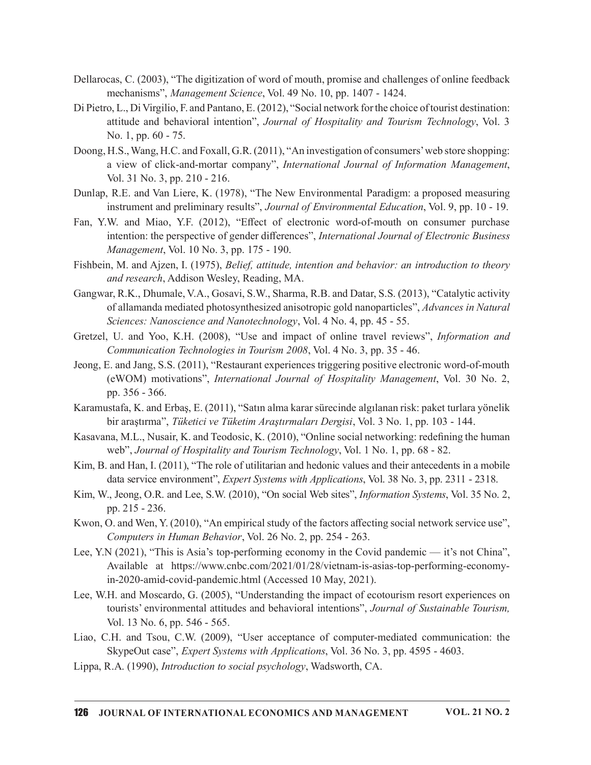Dellarocas, C. (2003), "The digitization of word of mouth, promise and challenges of online feedback mechanisms", *Management Science*, Vol. 49 No. 10, pp. 1407 - 1424.

Di Pietro, L., Di Virgilio, F. and Pantano, E. (2012), "Social network for the choice of tourist destination: attitude and behavioral intention", *Journal of Hospitality and Tourism Technology*, Vol. 3 No. 1, pp. 60 - 75.

Doong, H.S., Wang, H.C. and Foxall, G.R. (2011), "An investigation of consumers' web store shopping: a view of click-and-mortar company", *International Journal of Information Management*, Vol. 31 No. 3, pp. 210 - 216.

Dunlap, R.E. and Van Liere, K. (1978), "The New Environmental Paradigm: a proposed measuring instrument and preliminary results", *Journal of Environmental Education*, Vol. 9, pp. 10 - 19.

Fan, Y.W. and Miao, Y.F. (2012), "Effect of electronic word-of-mouth on consumer purchase intention: the perspective of gender differences", *International Journal of Electronic Business Management*, Vol. 10 No. 3, pp. 175 - 190.

Fishbein, M. and Ajzen, I. (1975), *Belief, attitude, intention and behavior: an introduction to theory and research*, Addison Wesley, Reading, MA.

Gangwar, R.K., Dhumale, V.A., Gosavi, S.W., Sharma, R.B. and Datar, S.S. (2013), "Catalytic activity of allamanda mediated photosynthesized anisotropic gold nanoparticles", *Advances in Natural Sciences: Nanoscience and Nanotechnology*, Vol. 4 No. 4, pp. 45 - 55.

Gretzel, U. and Yoo, K.H. (2008), "Use and impact of online travel reviews", *Information and Communication Technologies in Tourism 2008*, Vol. 4 No. 3, pp. 35 - 46.

Jeong, E. and Jang, S.S. (2011), "Restaurant experiences triggering positive electronic word-of-mouth (eWOM) motivations", *International Journal of Hospitality Management*, Vol. 30 No. 2, pp. 356 - 366.

Karamustafa, K. and Erbaş, E. (2011), "Satın alma karar sürecinde algılanan risk: paket turlara yönelik bir araştırma", *Tüketici ve Tüketim Araştırmaları Dergisi*, Vol. 3 No. 1, pp. 103 - 144.

Kasavana, M.L., Nusair, K. and Teodosic, K. (2010), "Online social networking: redefining the human web", *Journal of Hospitality and Tourism Technology*, Vol. 1 No. 1, pp. 68 - 82.

Kim, B. and Han, I. (2011), "The role of utilitarian and hedonic values and their antecedents in a mobile data service environment", *Expert Systems with Applications*, Vol. 38 No. 3, pp. 2311 - 2318.

Kim, W., Jeong, O.R. and Lee, S.W. (2010), "On social Web sites", *Information Systems*, Vol. 35 No. 2, pp. 215 - 236.

Kwon, O. and Wen, Y. (2010), "An empirical study of the factors affecting social network service use", *Computers in Human Behavior*, Vol. 26 No. 2, pp. 254 - 263.

Lee, Y.N (2021), "This is Asia's top-performing economy in the Covid pandemic — it's not China", Available at https://www.cnbc.com/2021/01/28/vietnam-is-asias-top-performing-economy-in-2020-amid-covid-pandemic.html (Accessed 10 May, 2021).

Lee, W.H. and Moscardo, G. (2005), "Understanding the impact of ecotourism resort experiences on tourists' environmental attitudes and behavioral intentions", *Journal of Sustainable Tourism,* Vol. 13 No. 6, pp. 546 - 565.

Liao, C.H. and Tsou, C.W. (2009), "User acceptance of computer-mediated communication: the SkypeOut case", *Expert Systems with Applications*, Vol. 36 No. 3, pp. 4595 - 4603.

Lippa, R.A. (1990), *Introduction to social psychology*, Wadsworth, CA.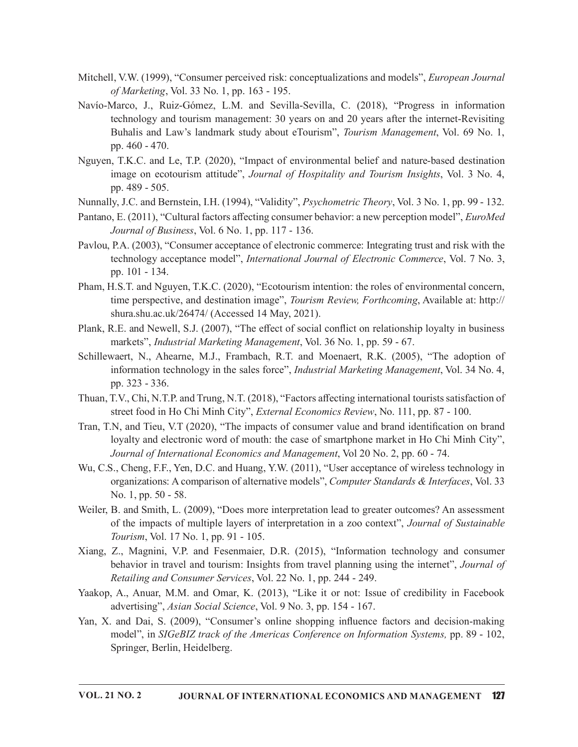Mitchell, V.W. (1999), "Consumer perceived risk: conceptualizations and models", *European Journal of Marketing*, Vol. 33 No. 1, pp. 163 - 195.

Navío-Marco, J., Ruiz-Gómez, L.M. and Sevilla-Sevilla, C. (2018), "Progress in information technology and tourism management: 30 years on and 20 years after the internet-Revisiting Buhalis and Law's landmark study about eTourism", *Tourism Management*, Vol. 69 No. 1, pp. 460 - 470.

Nguyen, T.K.C. and Le, T.P. (2020), "Impact of environmental belief and nature-based destination image on ecotourism attitude", *Journal of Hospitality and Tourism Insights*, Vol. 3 No. 4, pp. 489 - 505.

Nunnally, J.C. and Bernstein, I.H. (1994), "Validity", *Psychometric Theory*, Vol. 3 No. 1, pp. 99 - 132.

Pantano, E. (2011), "Cultural factors affecting consumer behavior: a new perception model", *EuroMed Journal of Business*, Vol. 6 No. 1, pp. 117 - 136.

Pavlou, P.A. (2003), "Consumer acceptance of electronic commerce: Integrating trust and risk with the technology acceptance model", *International Journal of Electronic Commerce*, Vol. 7 No. 3, pp. 101 - 134.

Pham, H.S.T. and Nguyen, T.K.C. (2020), "Ecotourism intention: the roles of environmental concern, time perspective, and destination image", *Tourism Review, Forthcoming*, Available at: http://shura.shu.ac.uk/26474/ (Accessed 14 May, 2021).

Plank, R.E. and Newell, S.J. (2007), "The effect of social conflict on relationship loyalty in business markets", *Industrial Marketing Management*, Vol. 36 No. 1, pp. 59 - 67.

Schillewaert, N., Ahearne, M.J., Frambach, R.T. and Moenaert, R.K. (2005), "The adoption of information technology in the sales force", *Industrial Marketing Management*, Vol. 34 No. 4, pp. 323 - 336.

Thuan, T.V., Chi, N.T.P. and Trung, N.T. (2018), "Factors affecting international tourists satisfaction of street food in Ho Chi Minh City", *External Economics Review*, No. 111, pp. 87 - 100.

Tran, T.N, and Tieu, V.T (2020), "The impacts of consumer value and brand identification on brand loyalty and electronic word of mouth: the case of smartphone market in Ho Chi Minh City", *Journal of International Economics and Management*, Vol 20 No. 2, pp. 60 - 74.

Wu, C.S., Cheng, F.F., Yen, D.C. and Huang, Y.W. (2011), "User acceptance of wireless technology in organizations: A comparison of alternative models", *Computer Standards & Interfaces*, Vol. 33 No. 1, pp. 50 - 58.

Weiler, B. and Smith, L. (2009), "Does more interpretation lead to greater outcomes? An assessment of the impacts of multiple layers of interpretation in a zoo context", *Journal of Sustainable Tourism*, Vol. 17 No. 1, pp. 91 - 105.

Xiang, Z., Magnini, V.P. and Fesenmaier, D.R. (2015), "Information technology and consumer behavior in travel and tourism: Insights from travel planning using the internet", *Journal of Retailing and Consumer Services*, Vol. 22 No. 1, pp. 244 - 249.

Yaakop, A., Anuar, M.M. and Omar, K. (2013), "Like it or not: Issue of credibility in Facebook advertising", *Asian Social Science*, Vol. 9 No. 3, pp. 154 - 167.

Yan, X. and Dai, S. (2009), "Consumer's online shopping influence factors and decision-making model", in *SIGeBIZ track of the Americas Conference on Information Systems,* pp. 89 - 102, Springer, Berlin, Heidelberg.